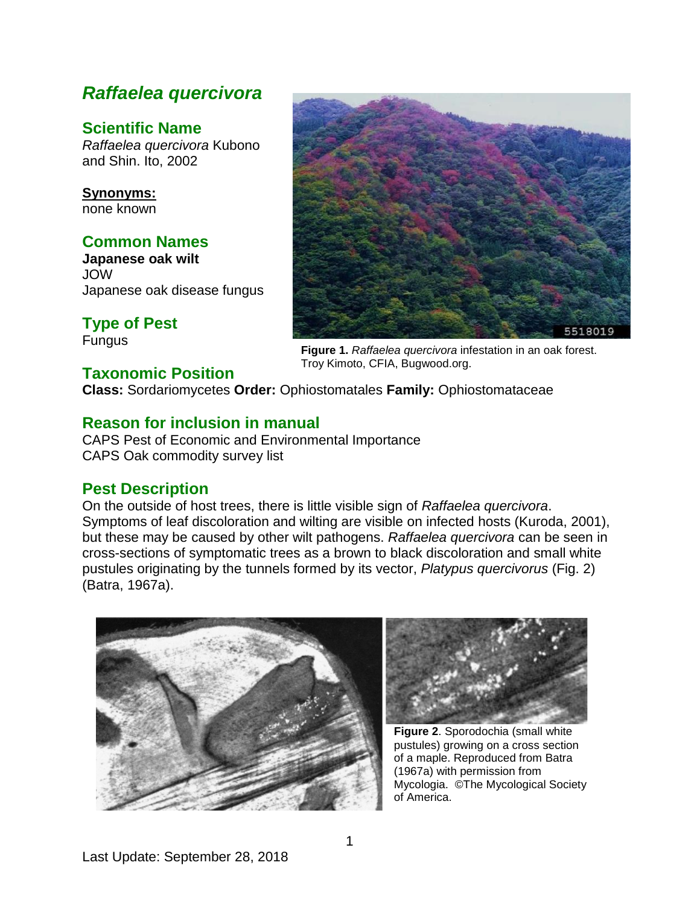# *Raffaelea quercivora*

## Scientific Name

*Raffaelea quercivora* Kubono and Shin. Ito, 2002

**Synonyms:**
none known

## Common Names

**Japanese oak wilt**
JOW
Japanese oak disease fungus

## Type of Pest

Fungus

**Figure 1.** *Raffaelea quercivora* infestation in an oak forest. Troy Kimoto, CFIA, Bugwood.org.

## Taxonomic Position

**Class:** Sordariomycetes **Order:** Ophiostomatales **Family:** Ophiostomataceae

## Reason for inclusion in manual

CAPS Pest of Economic and Environmental Importance
CAPS Oak commodity survey list

## Pest Description

On the outside of host trees, there is little visible sign of *Raffaelea quercivora*. Symptoms of leaf discoloration and wilting are visible on infected hosts (Kuroda, 2001), but these may be caused by other wilt pathogens. *Raffaelea quercivora* can be seen in cross-sections of symptomatic trees as a brown to black discoloration and small white pustules originating by the tunnels formed by its vector, *Platypus quercivorus* (Fig. 2) (Batra, 1967a).

**Figure 2**. Sporodochia (small white pustules) growing on a cross section of a maple. Reproduced from Batra (1967a) with permission from Mycologia. ©The Mycological Society of America.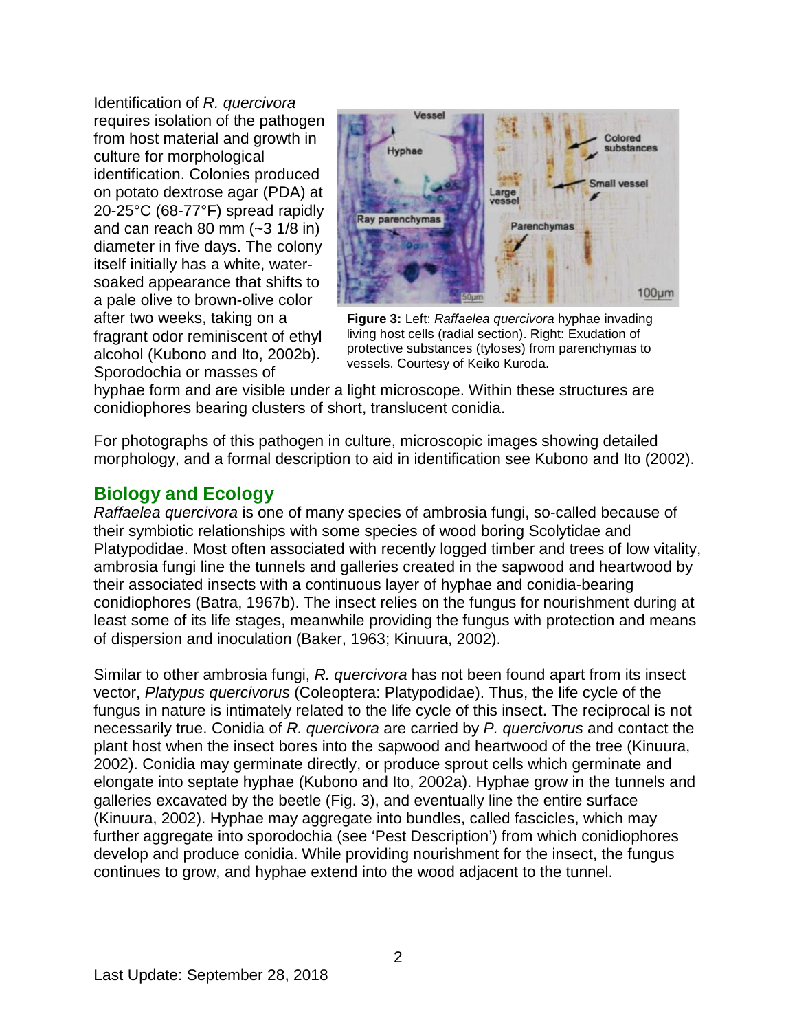Identification of *R. quercivora* requires isolation of the pathogen from host material and growth in culture for morphological identification. Colonies produced on potato dextrose agar (PDA) at 20-25°C (68-77°F) spread rapidly and can reach 80 mm (~3 1/8 in) diameter in five days. The colony itself initially has a white, water-soaked appearance that shifts to a pale olive to brown-olive color after two weeks, taking on a fragrant odor reminiscent of ethyl alcohol (Kubono and Ito, 2002b). Sporodochia or masses of hyphae form and are visible under a light microscope. Within these structures are conidiophores bearing clusters of short, translucent conidia.

**Figure 3:** Left: *Raffaelea quercivora* hyphae invading living host cells (radial section). Right: Exudation of protective substances (tyloses) from parenchymas to vessels. Courtesy of Keiko Kuroda.

For photographs of this pathogen in culture, microscopic images showing detailed morphology, and a formal description to aid in identification see Kubono and Ito (2002).

## Biology and Ecology

*Raffaelea quercivora* is one of many species of ambrosia fungi, so-called because of their symbiotic relationships with some species of wood boring Scolytidae and Platypodidae. Most often associated with recently logged timber and trees of low vitality, ambrosia fungi line the tunnels and galleries created in the sapwood and heartwood by their associated insects with a continuous layer of hyphae and conidia-bearing conidiophores (Batra, 1967b). The insect relies on the fungus for nourishment during at least some of its life stages, meanwhile providing the fungus with protection and means of dispersion and inoculation (Baker, 1963; Kinuura, 2002).

Similar to other ambrosia fungi, *R. quercivora* has not been found apart from its insect vector, *Platypus quercivorus* (Coleoptera: Platypodidae). Thus, the life cycle of the fungus in nature is intimately related to the life cycle of this insect. The reciprocal is not necessarily true. Conidia of *R. quercivora* are carried by *P. quercivorus* and contact the plant host when the insect bores into the sapwood and heartwood of the tree (Kinuura, 2002). Conidia may germinate directly, or produce sprout cells which germinate and elongate into septate hyphae (Kubono and Ito, 2002a). Hyphae grow in the tunnels and galleries excavated by the beetle (Fig. 3), and eventually line the entire surface (Kinuura, 2002). Hyphae may aggregate into bundles, called fascicles, which may further aggregate into sporodochia (see 'Pest Description') from which conidiophores develop and produce conidia. While providing nourishment for the insect, the fungus continues to grow, and hyphae extend into the wood adjacent to the tunnel.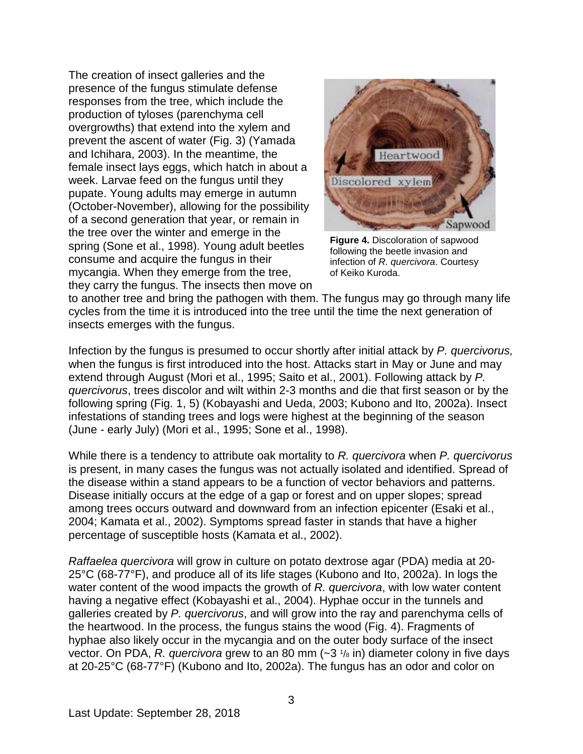The creation of insect galleries and the presence of the fungus stimulate defense responses from the tree, which include the production of tyloses (parenchyma cell overgrowths) that extend into the xylem and prevent the ascent of water (Fig. 3) (Yamada and Ichihara, 2003). In the meantime, the female insect lays eggs, which hatch in about a week. Larvae feed on the fungus until they pupate. Young adults may emerge in autumn (October-November), allowing for the possibility of a second generation that year, or remain in the tree over the winter and emerge in the spring (Sone et al., 1998). Young adult beetles consume and acquire the fungus in their mycangia. When they emerge from the tree, they carry the fungus. The insects then move on to another tree and bring the pathogen with them. The fungus may go through many life cycles from the time it is introduced into the tree until the time the next generation of insects emerges with the fungus.

**Figure 4.** Discoloration of sapwood following the beetle invasion and infection of *R. quercivora*. Courtesy of Keiko Kuroda.

Infection by the fungus is presumed to occur shortly after initial attack by *P. quercivorus,* when the fungus is first introduced into the host. Attacks start in May or June and may extend through August (Mori et al., 1995; Saito et al., 2001). Following attack by *P. quercivorus*, trees discolor and wilt within 2-3 months and die that first season or by the following spring (Fig. 1, 5) (Kobayashi and Ueda, 2003; Kubono and Ito, 2002a). Insect infestations of standing trees and logs were highest at the beginning of the season (June - early July) (Mori et al., 1995; Sone et al., 1998).

While there is a tendency to attribute oak mortality to *R. quercivora* when *P. quercivorus* is present, in many cases the fungus was not actually isolated and identified. Spread of the disease within a stand appears to be a function of vector behaviors and patterns. Disease initially occurs at the edge of a gap or forest and on upper slopes; spread among trees occurs outward and downward from an infection epicenter (Esaki et al., 2004; Kamata et al., 2002). Symptoms spread faster in stands that have a higher percentage of susceptible hosts (Kamata et al., 2002).

*Raffaelea quercivora* will grow in culture on potato dextrose agar (PDA) media at 20-25°C (68-77°F), and produce all of its life stages (Kubono and Ito, 2002a). In logs the water content of the wood impacts the growth of *R. quercivora*, with low water content having a negative effect (Kobayashi et al., 2004). Hyphae occur in the tunnels and galleries created by *P. quercivorus*, and will grow into the ray and parenchyma cells of the heartwood. In the process, the fungus stains the wood (Fig. 4). Fragments of hyphae also likely occur in the mycangia and on the outer body surface of the insect vector. On PDA, *R. quercivora* grew to an 80 mm (~3 1/8 in) diameter colony in five days at 20-25°C (68-77°F) (Kubono and Ito, 2002a). The fungus has an odor and color on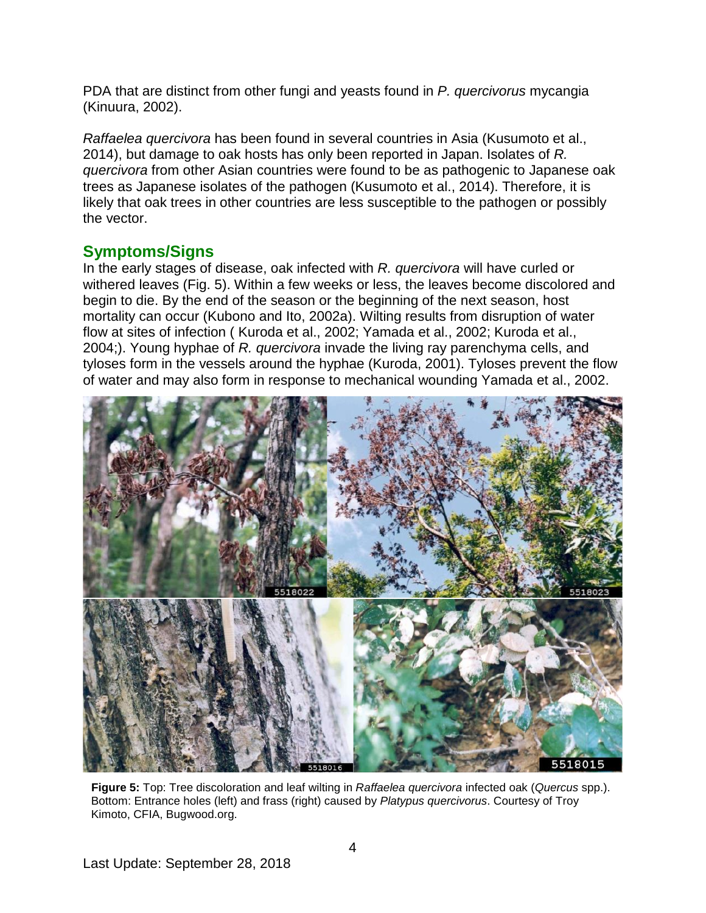PDA that are distinct from other fungi and yeasts found in *P. quercivorus* mycangia (Kinuura, 2002).

*Raffaelea quercivora* has been found in several countries in Asia (Kusumoto et al., 2014), but damage to oak hosts has only been reported in Japan. Isolates of *R. quercivora* from other Asian countries were found to be as pathogenic to Japanese oak trees as Japanese isolates of the pathogen (Kusumoto et al., 2014). Therefore, it is likely that oak trees in other countries are less susceptible to the pathogen or possibly the vector.

## Symptoms/Signs

In the early stages of disease, oak infected with *R. quercivora* will have curled or withered leaves (Fig. 5). Within a few weeks or less, the leaves become discolored and begin to die. By the end of the season or the beginning of the next season, host mortality can occur (Kubono and Ito, 2002a). Wilting results from disruption of water flow at sites of infection ( Kuroda et al., 2002; Yamada et al., 2002; Kuroda et al., 2004;). Young hyphae of *R. quercivora* invade the living ray parenchyma cells, and tyloses form in the vessels around the hyphae (Kuroda, 2001). Tyloses prevent the flow of water and may also form in response to mechanical wounding Yamada et al., 2002.

**Figure 5:** Top: Tree discoloration and leaf wilting in *Raffaelea quercivora* infected oak (*Quercus* spp.). Bottom: Entrance holes (left) and frass (right) caused by *Platypus quercivorus*. Courtesy of Troy Kimoto, CFIA, Bugwood.org.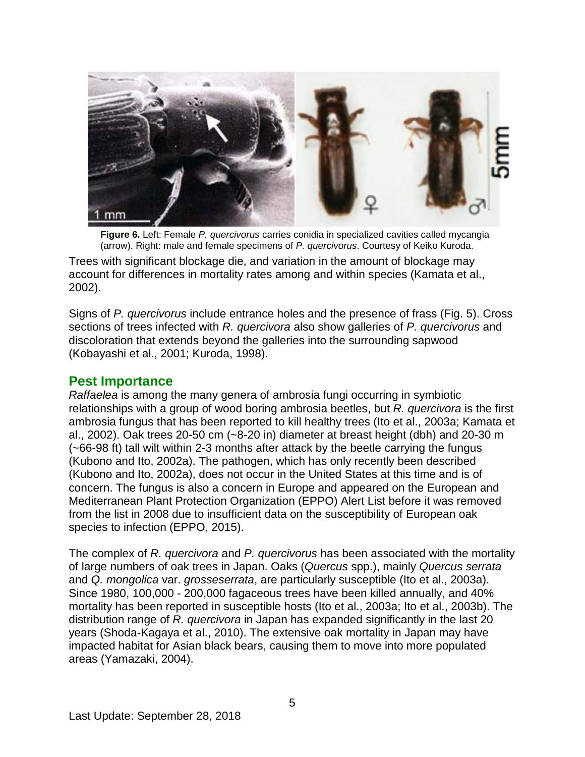**Figure 6.** Left: Female *P. quercivorus* carries conidia in specialized cavities called mycangia (arrow). Right: male and female specimens of *P. quercivorus*. Courtesy of Keiko Kuroda.

Trees with significant blockage die, and variation in the amount of blockage may account for differences in mortality rates among and within species (Kamata et al., 2002).

Signs of *P. quercivorus* include entrance holes and the presence of frass (Fig. 5). Cross sections of trees infected with *R. quercivora* also show galleries of *P. quercivorus* and discoloration that extends beyond the galleries into the surrounding sapwood (Kobayashi et al., 2001; Kuroda, 1998).

## Pest Importance

*Raffaelea* is among the many genera of ambrosia fungi occurring in symbiotic relationships with a group of wood boring ambrosia beetles, but *R. quercivora* is the first ambrosia fungus that has been reported to kill healthy trees (Ito et al., 2003a; Kamata et al., 2002). Oak trees 20-50 cm (~8-20 in) diameter at breast height (dbh) and 20-30 m (~66-98 ft) tall wilt within 2-3 months after attack by the beetle carrying the fungus (Kubono and Ito, 2002a). The pathogen, which has only recently been described (Kubono and Ito, 2002a), does not occur in the United States at this time and is of concern. The fungus is also a concern in Europe and appeared on the European and Mediterranean Plant Protection Organization (EPPO) Alert List before it was removed from the list in 2008 due to insufficient data on the susceptibility of European oak species to infection (EPPO, 2015).

The complex of *R. quercivora* and *P. quercivorus* has been associated with the mortality of large numbers of oak trees in Japan. Oaks (*Quercus* spp.), mainly *Quercus serrata* and *Q. mongolica* var. *grosseserrata*, are particularly susceptible (Ito et al., 2003a). Since 1980, 100,000 - 200,000 fagaceous trees have been killed annually, and 40% mortality has been reported in susceptible hosts (Ito et al., 2003a; Ito et al., 2003b). The distribution range of *R. quercivora* in Japan has expanded significantly in the last 20 years (Shoda-Kagaya et al., 2010). The extensive oak mortality in Japan may have impacted habitat for Asian black bears, causing them to move into more populated areas (Yamazaki, 2004).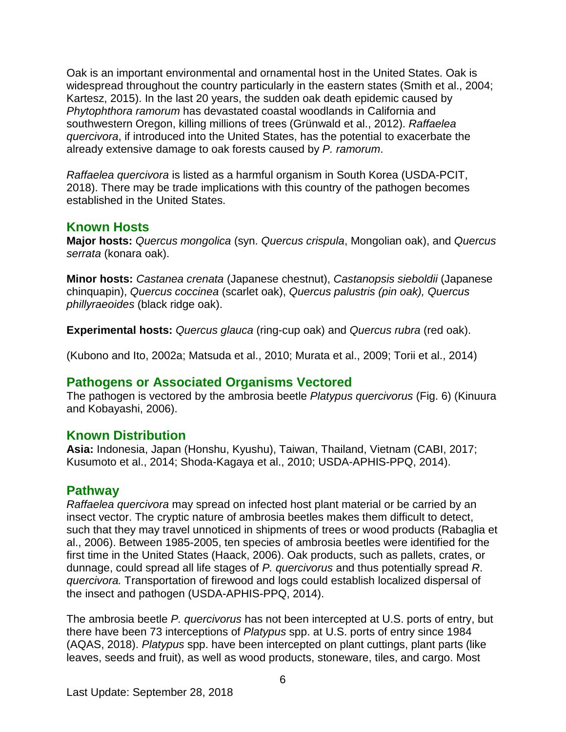Oak is an important environmental and ornamental host in the United States. Oak is widespread throughout the country particularly in the eastern states (Smith et al., 2004; Kartesz, 2015). In the last 20 years, the sudden oak death epidemic caused by *Phytophthora ramorum* has devastated coastal woodlands in California and southwestern Oregon, killing millions of trees (Grünwald et al., 2012). *Raffaelea quercivora*, if introduced into the United States, has the potential to exacerbate the already extensive damage to oak forests caused by *P. ramorum*.

*Raffaelea quercivora* is listed as a harmful organism in South Korea (USDA-PCIT, 2018). There may be trade implications with this country of the pathogen becomes established in the United States.

## Known Hosts

**Major hosts:** *Quercus mongolica* (syn. *Quercus crispula*, Mongolian oak), and *Quercus serrata* (konara oak).

**Minor hosts:** *Castanea crenata* (Japanese chestnut), *Castanopsis sieboldii* (Japanese chinquapin), *Quercus coccinea* (scarlet oak), *Quercus palustris (pin oak), Quercus phillyraeoides* (black ridge oak).

**Experimental hosts:** *Quercus glauca* (ring-cup oak) and *Quercus rubra* (red oak).

(Kubono and Ito, 2002a; Matsuda et al., 2010; Murata et al., 2009; Torii et al., 2014)

## Pathogens or Associated Organisms Vectored

The pathogen is vectored by the ambrosia beetle *Platypus quercivorus* (Fig. 6) (Kinuura and Kobayashi, 2006).

## Known Distribution

**Asia:** Indonesia, Japan (Honshu, Kyushu), Taiwan, Thailand, Vietnam (CABI, 2017; Kusumoto et al., 2014; Shoda-Kagaya et al., 2010; USDA-APHIS-PPQ, 2014).

## Pathway

*Raffaelea quercivora* may spread on infected host plant material or be carried by an insect vector. The cryptic nature of ambrosia beetles makes them difficult to detect, such that they may travel unnoticed in shipments of trees or wood products (Rabaglia et al., 2006). Between 1985-2005, ten species of ambrosia beetles were identified for the first time in the United States (Haack, 2006). Oak products, such as pallets, crates, or dunnage, could spread all life stages of *P. quercivorus* and thus potentially spread *R. quercivora.* Transportation of firewood and logs could establish localized dispersal of the insect and pathogen (USDA-APHIS-PPQ, 2014).

The ambrosia beetle *P. quercivorus* has not been intercepted at U.S. ports of entry, but there have been 73 interceptions of *Platypus* spp. at U.S. ports of entry since 1984 (AQAS, 2018). *Platypus* spp. have been intercepted on plant cuttings, plant parts (like leaves, seeds and fruit), as well as wood products, stoneware, tiles, and cargo. Most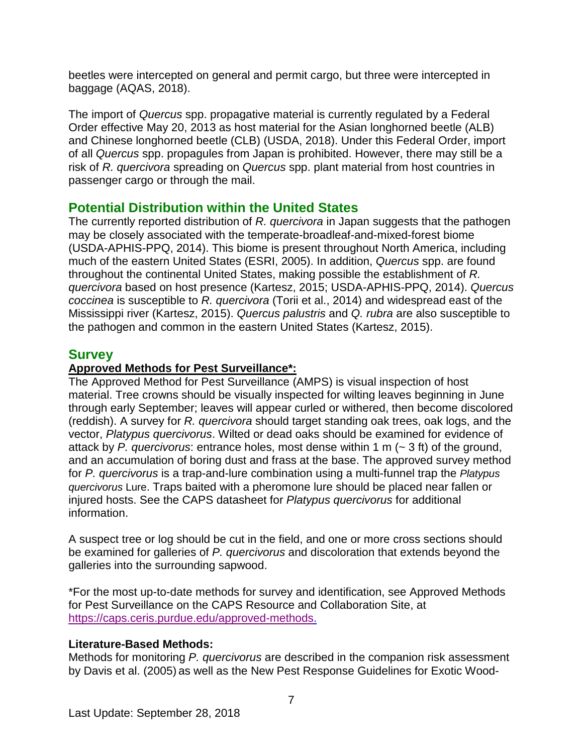beetles were intercepted on general and permit cargo, but three were intercepted in baggage (AQAS, 2018).

The import of *Quercus* spp. propagative material is currently regulated by a Federal Order effective May 20, 2013 as host material for the Asian longhorned beetle (ALB) and Chinese longhorned beetle (CLB) (USDA, 2018). Under this Federal Order, import of all *Quercus* spp. propagules from Japan is prohibited. However, there may still be a risk of *R. quercivora* spreading on *Quercus* spp. plant material from host countries in passenger cargo or through the mail.

## Potential Distribution within the United States

The currently reported distribution of *R. quercivora* in Japan suggests that the pathogen may be closely associated with the temperate-broadleaf-and-mixed-forest biome (USDA-APHIS-PPQ, 2014). This biome is present throughout North America, including much of the eastern United States (ESRI, 2005). In addition, *Quercus* spp. are found throughout the continental United States, making possible the establishment of *R. quercivora* based on host presence (Kartesz, 2015; USDA-APHIS-PPQ, 2014). *Quercus coccinea* is susceptible to *R. quercivora* (Torii et al., 2014) and widespread east of the Mississippi river (Kartesz, 2015). *Quercus palustris* and *Q. rubra* are also susceptible to the pathogen and common in the eastern United States (Kartesz, 2015).

## Survey

**Approved Methods for Pest Surveillance*:**

The Approved Method for Pest Surveillance (AMPS) is visual inspection of host material. Tree crowns should be visually inspected for wilting leaves beginning in June through early September; leaves will appear curled or withered, then become discolored (reddish). A survey for *R. quercivora* should target standing oak trees, oak logs, and the vector, *Platypus quercivorus*. Wilted or dead oaks should be examined for evidence of attack by *P. quercivorus*: entrance holes, most dense within 1 m (~ 3 ft) of the ground, and an accumulation of boring dust and frass at the base. The approved survey method for *P. quercivorus* is a trap-and-lure combination using a multi-funnel trap the *Platypus quercivorus* Lure. Traps baited with a pheromone lure should be placed near fallen or injured hosts. See the CAPS datasheet for *Platypus quercivorus* for additional information.

A suspect tree or log should be cut in the field, and one or more cross sections should be examined for galleries of *P. quercivorus* and discoloration that extends beyond the galleries into the surrounding sapwood.

*For the most up-to-date methods for survey and identification, see Approved Methods for Pest Surveillance on the CAPS Resource and Collaboration Site, at https://caps.ceris.purdue.edu/approved-methods.

**Literature-Based Methods:**

Methods for monitoring *P. quercivorus* are described in the companion risk assessment by Davis et al. (2005) as well as the New Pest Response Guidelines for Exotic Wood-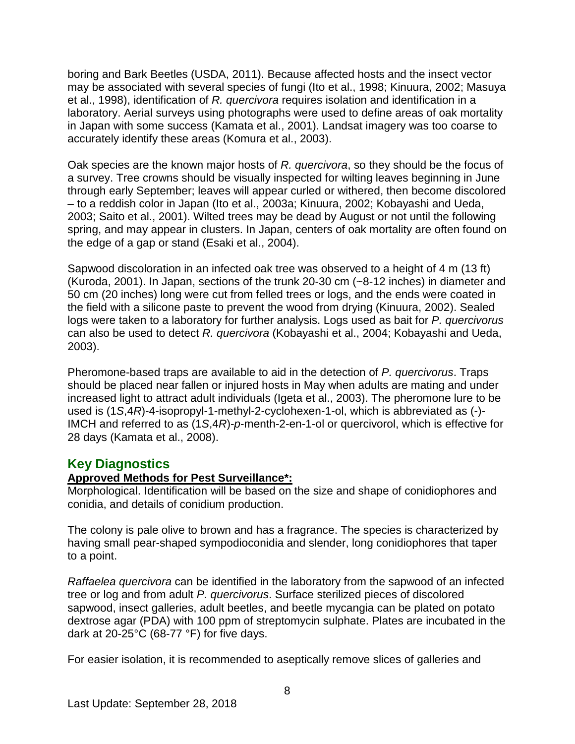boring and Bark Beetles (USDA, 2011). Because affected hosts and the insect vector may be associated with several species of fungi (Ito et al., 1998; Kinuura, 2002; Masuya et al., 1998), identification of *R. quercivora* requires isolation and identification in a laboratory. Aerial surveys using photographs were used to define areas of oak mortality in Japan with some success (Kamata et al., 2001). Landsat imagery was too coarse to accurately identify these areas (Komura et al., 2003).

Oak species are the known major hosts of *R. quercivora*, so they should be the focus of a survey. Tree crowns should be visually inspected for wilting leaves beginning in June through early September; leaves will appear curled or withered, then become discolored – to a reddish color in Japan (Ito et al., 2003a; Kinuura, 2002; Kobayashi and Ueda, 2003; Saito et al., 2001). Wilted trees may be dead by August or not until the following spring, and may appear in clusters. In Japan, centers of oak mortality are often found on the edge of a gap or stand (Esaki et al., 2004).

Sapwood discoloration in an infected oak tree was observed to a height of 4 m (13 ft) (Kuroda, 2001). In Japan, sections of the trunk 20-30 cm (~8-12 inches) in diameter and 50 cm (20 inches) long were cut from felled trees or logs, and the ends were coated in the field with a silicone paste to prevent the wood from drying (Kinuura, 2002). Sealed logs were taken to a laboratory for further analysis. Logs used as bait for *P. quercivorus* can also be used to detect *R. quercivora* (Kobayashi et al., 2004; Kobayashi and Ueda, 2003).

Pheromone-based traps are available to aid in the detection of *P. quercivorus*. Traps should be placed near fallen or injured hosts in May when adults are mating and under increased light to attract adult individuals (Igeta et al., 2003). The pheromone lure to be used is (1*S*,4*R*)-4-isopropyl-1-methyl-2-cyclohexen-1-ol, which is abbreviated as (-)-IMCH and referred to as (1*S*,4*R*)-*p*-menth-2-en-1-ol or quercivorol, which is effective for 28 days (Kamata et al., 2008).

## Key Diagnostics

**Approved Methods for Pest Surveillance*:**

Morphological. Identification will be based on the size and shape of conidiophores and conidia, and details of conidium production.

The colony is pale olive to brown and has a fragrance. The species is characterized by having small pear-shaped sympodioconidia and slender, long conidiophores that taper to a point.

*Raffaelea quercivora* can be identified in the laboratory from the sapwood of an infected tree or log and from adult *P. quercivorus*. Surface sterilized pieces of discolored sapwood, insect galleries, adult beetles, and beetle mycangia can be plated on potato dextrose agar (PDA) with 100 ppm of streptomycin sulphate. Plates are incubated in the dark at 20-25°C (68-77 °F) for five days.

For easier isolation, it is recommended to aseptically remove slices of galleries and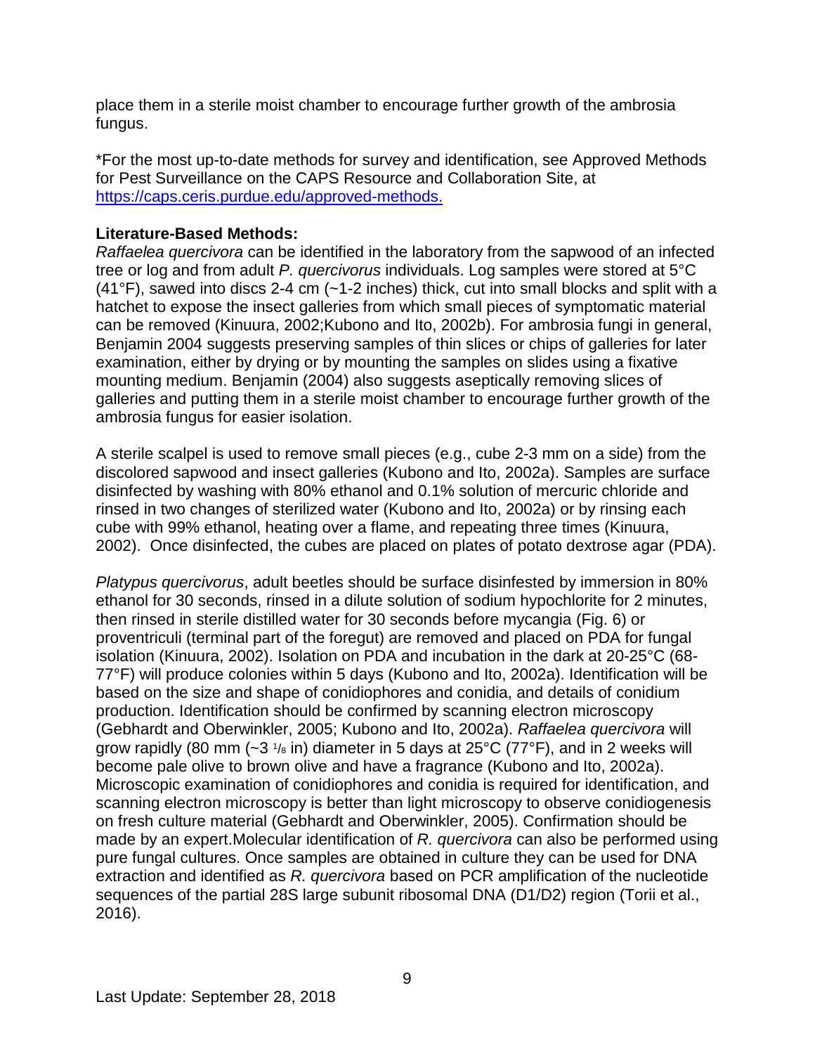place them in a sterile moist chamber to encourage further growth of the ambrosia fungus.

*For the most up-to-date methods for survey and identification, see Approved Methods for Pest Surveillance on the CAPS Resource and Collaboration Site, at [https://caps.ceris.purdue.edu/approved-methods.](https://caps.ceris.purdue.edu/approved-methods)

**Literature-Based Methods:**
*Raffaelea quercivora* can be identified in the laboratory from the sapwood of an infected tree or log and from adult *P. quercivorus* individuals. Log samples were stored at 5°C (41°F), sawed into discs 2-4 cm (~1-2 inches) thick, cut into small blocks and split with a hatchet to expose the insect galleries from which small pieces of symptomatic material can be removed (Kinuura, 2002;Kubono and Ito, 2002b). For ambrosia fungi in general, Benjamin 2004 suggests preserving samples of thin slices or chips of galleries for later examination, either by drying or by mounting the samples on slides using a fixative mounting medium. Benjamin (2004) also suggests aseptically removing slices of galleries and putting them in a sterile moist chamber to encourage further growth of the ambrosia fungus for easier isolation.

A sterile scalpel is used to remove small pieces (e.g., cube 2-3 mm on a side) from the discolored sapwood and insect galleries (Kubono and Ito, 2002a). Samples are surface disinfected by washing with 80% ethanol and 0.1% solution of mercuric chloride and rinsed in two changes of sterilized water (Kubono and Ito, 2002a) or by rinsing each cube with 99% ethanol, heating over a flame, and repeating three times (Kinuura, 2002). Once disinfected, the cubes are placed on plates of potato dextrose agar (PDA).

*Platypus quercivorus*, adult beetles should be surface disinfested by immersion in 80% ethanol for 30 seconds, rinsed in a dilute solution of sodium hypochlorite for 2 minutes, then rinsed in sterile distilled water for 30 seconds before mycangia (Fig. 6) or proventriculi (terminal part of the foregut) are removed and placed on PDA for fungal isolation (Kinuura, 2002). Isolation on PDA and incubation in the dark at 20-25°C (68-77°F) will produce colonies within 5 days (Kubono and Ito, 2002a). Identification will be based on the size and shape of conidiophores and conidia, and details of conidium production. Identification should be confirmed by scanning electron microscopy (Gebhardt and Oberwinkler, 2005; Kubono and Ito, 2002a). *Raffaelea quercivora* will grow rapidly (80 mm (~3 1/8 in) diameter in 5 days at 25°C (77°F), and in 2 weeks will become pale olive to brown olive and have a fragrance (Kubono and Ito, 2002a). Microscopic examination of conidiophores and conidia is required for identification, and scanning electron microscopy is better than light microscopy to observe conidiogenesis on fresh culture material (Gebhardt and Oberwinkler, 2005). Confirmation should be made by an expert.Molecular identification of *R. quercivora* can also be performed using pure fungal cultures. Once samples are obtained in culture they can be used for DNA extraction and identified as *R. quercivora* based on PCR amplification of the nucleotide sequences of the partial 28S large subunit ribosomal DNA (D1/D2) region (Torii et al., 2016).

Last Update: September 28, 2018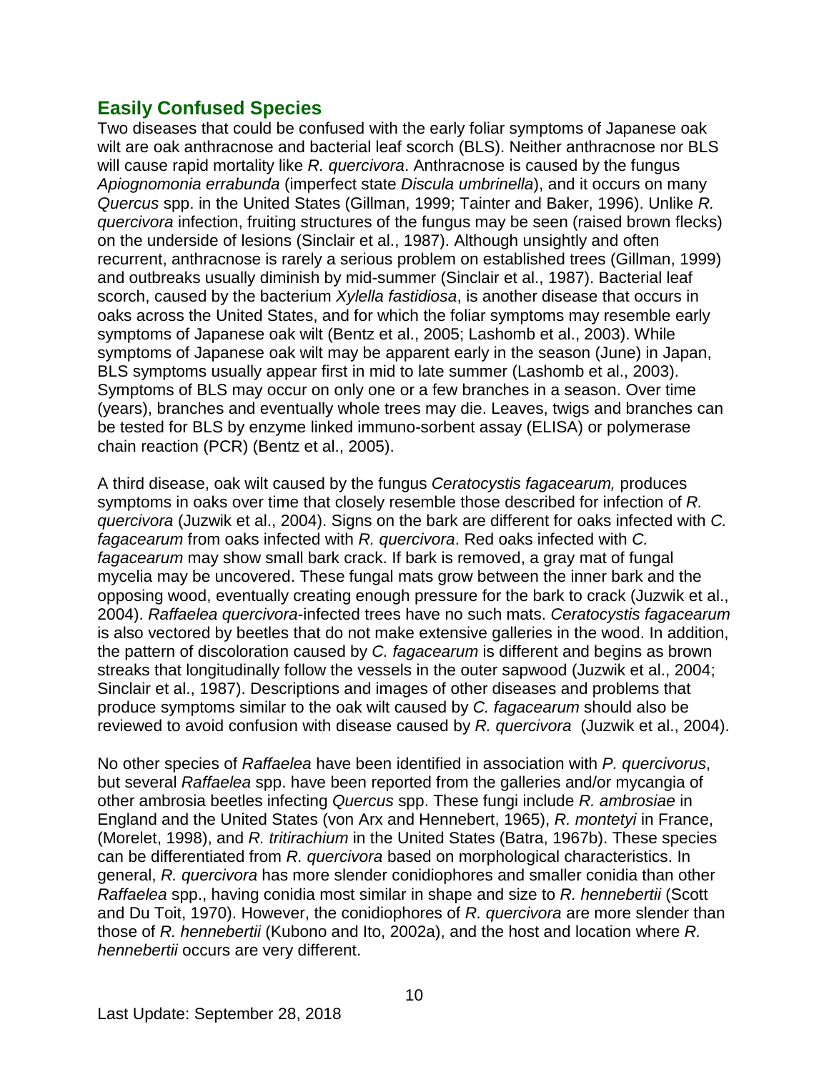## Easily Confused Species

Two diseases that could be confused with the early foliar symptoms of Japanese oak wilt are oak anthracnose and bacterial leaf scorch (BLS). Neither anthracnose nor BLS will cause rapid mortality like *R. quercivora*. Anthracnose is caused by the fungus *Apiognomonia errabunda* (imperfect state *Discula umbrinella*), and it occurs on many *Quercus* spp. in the United States (Gillman, 1999; Tainter and Baker, 1996). Unlike *R. quercivora* infection, fruiting structures of the fungus may be seen (raised brown flecks) on the underside of lesions (Sinclair et al., 1987). Although unsightly and often recurrent, anthracnose is rarely a serious problem on established trees (Gillman, 1999) and outbreaks usually diminish by mid-summer (Sinclair et al., 1987). Bacterial leaf scorch, caused by the bacterium *Xylella fastidiosa*, is another disease that occurs in oaks across the United States, and for which the foliar symptoms may resemble early symptoms of Japanese oak wilt (Bentz et al., 2005; Lashomb et al., 2003). While symptoms of Japanese oak wilt may be apparent early in the season (June) in Japan, BLS symptoms usually appear first in mid to late summer (Lashomb et al., 2003). Symptoms of BLS may occur on only one or a few branches in a season. Over time (years), branches and eventually whole trees may die. Leaves, twigs and branches can be tested for BLS by enzyme linked immuno-sorbent assay (ELISA) or polymerase chain reaction (PCR) (Bentz et al., 2005).

A third disease, oak wilt caused by the fungus *Ceratocystis fagacearum,* produces symptoms in oaks over time that closely resemble those described for infection of *R. quercivora* (Juzwik et al., 2004). Signs on the bark are different for oaks infected with *C. fagacearum* from oaks infected with *R. quercivora*. Red oaks infected with *C. fagacearum* may show small bark crack. If bark is removed, a gray mat of fungal mycelia may be uncovered. These fungal mats grow between the inner bark and the opposing wood, eventually creating enough pressure for the bark to crack (Juzwik et al., 2004). *Raffaelea quercivora*-infected trees have no such mats. *Ceratocystis fagacearum* is also vectored by beetles that do not make extensive galleries in the wood. In addition, the pattern of discoloration caused by *C. fagacearum* is different and begins as brown streaks that longitudinally follow the vessels in the outer sapwood (Juzwik et al., 2004; Sinclair et al., 1987). Descriptions and images of other diseases and problems that produce symptoms similar to the oak wilt caused by *C. fagacearum* should also be reviewed to avoid confusion with disease caused by *R. quercivora* (Juzwik et al., 2004).

No other species of *Raffaelea* have been identified in association with *P. quercivorus*, but several *Raffaelea* spp. have been reported from the galleries and/or mycangia of other ambrosia beetles infecting *Quercus* spp. These fungi include *R. ambrosiae* in England and the United States (von Arx and Hennebert, 1965), *R. montetyi* in France, (Morelet, 1998), and *R. tritirachium* in the United States (Batra, 1967b). These species can be differentiated from *R. quercivora* based on morphological characteristics. In general, *R. quercivora* has more slender conidiophores and smaller conidia than other *Raffaelea* spp., having conidia most similar in shape and size to *R. hennebertii* (Scott and Du Toit, 1970). However, the conidiophores of *R. quercivora* are more slender than those of *R. hennebertii* (Kubono and Ito, 2002a), and the host and location where *R. hennebertii* occurs are very different.

Last Update: September 28, 2018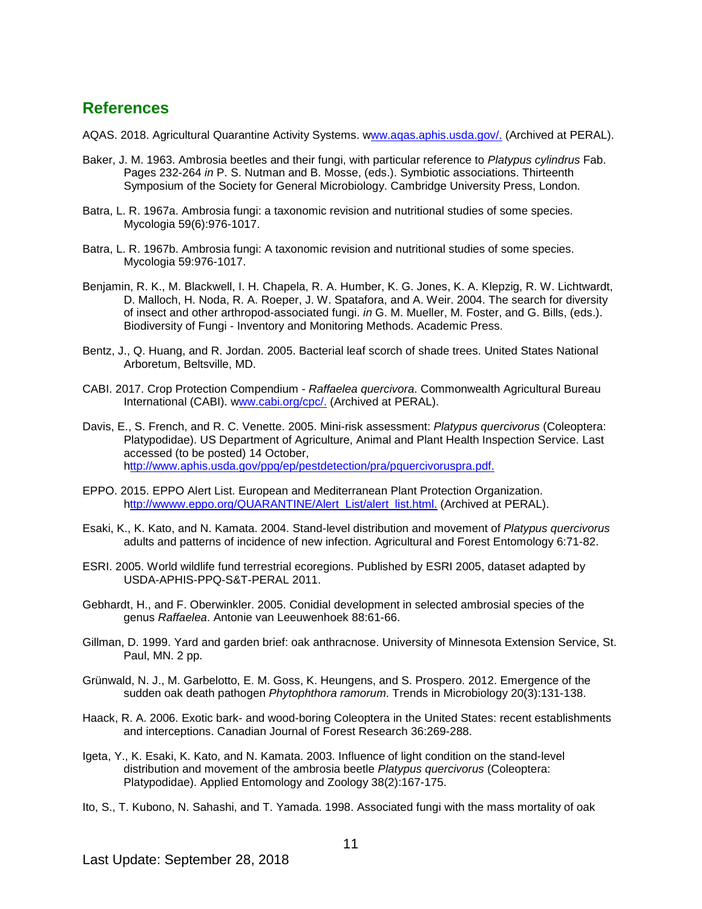## References

AQAS. 2018. Agricultural Quarantine Activity Systems. www.aqas.aphis.usda.gov/. (Archived at PERAL).

Baker, J. M. 1963. Ambrosia beetles and their fungi, with particular reference to *Platypus cylindrus* Fab. Pages 232-264 *in* P. S. Nutman and B. Mosse, (eds.). Symbiotic associations. Thirteenth Symposium of the Society for General Microbiology. Cambridge University Press, London.

Batra, L. R. 1967a. Ambrosia fungi: a taxonomic revision and nutritional studies of some species. Mycologia 59(6):976-1017.

Batra, L. R. 1967b. Ambrosia fungi: A taxonomic revision and nutritional studies of some species. Mycologia 59:976-1017.

Benjamin, R. K., M. Blackwell, I. H. Chapela, R. A. Humber, K. G. Jones, K. A. Klepzig, R. W. Lichtwardt, D. Malloch, H. Noda, R. A. Roeper, J. W. Spatafora, and A. Weir. 2004. The search for diversity of insect and other arthropod-associated fungi. *in* G. M. Mueller, M. Foster, and G. Bills, (eds.). Biodiversity of Fungi - Inventory and Monitoring Methods. Academic Press.

Bentz, J., Q. Huang, and R. Jordan. 2005. Bacterial leaf scorch of shade trees. United States National Arboretum, Beltsville, MD.

CABI. 2017. Crop Protection Compendium - *Raffaelea quercivora*. Commonwealth Agricultural Bureau International (CABI). www.cabi.org/cpc/. (Archived at PERAL).

Davis, E., S. French, and R. C. Venette. 2005. Mini-risk assessment: *Platypus quercivorus* (Coleoptera: Platypodidae). US Department of Agriculture, Animal and Plant Health Inspection Service. Last accessed (to be posted) 14 October, http://www.aphis.usda.gov/ppq/ep/pestdetection/pra/pquercivoruspra.pdf.

EPPO. 2015. EPPO Alert List. European and Mediterranean Plant Protection Organization. http://wwww.eppo.org/QUARANTINE/Alert_List/alert_list.html. (Archived at PERAL).

Esaki, K., K. Kato, and N. Kamata. 2004. Stand-level distribution and movement of *Platypus quercivorus* adults and patterns of incidence of new infection. Agricultural and Forest Entomology 6:71-82.

ESRI. 2005. World wildlife fund terrestrial ecoregions. Published by ESRI 2005, dataset adapted by USDA-APHIS-PPQ-S&T-PERAL 2011.

Gebhardt, H., and F. Oberwinkler. 2005. Conidial development in selected ambrosial species of the genus *Raffaelea*. Antonie van Leeuwenhoek 88:61-66.

Gillman, D. 1999. Yard and garden brief: oak anthracnose. University of Minnesota Extension Service, St. Paul, MN. 2 pp.

Grünwald, N. J., M. Garbelotto, E. M. Goss, K. Heungens, and S. Prospero. 2012. Emergence of the sudden oak death pathogen *Phytophthora ramorum*. Trends in Microbiology 20(3):131-138.

Haack, R. A. 2006. Exotic bark- and wood-boring Coleoptera in the United States: recent establishments and interceptions. Canadian Journal of Forest Research 36:269-288.

Igeta, Y., K. Esaki, K. Kato, and N. Kamata. 2003. Influence of light condition on the stand-level distribution and movement of the ambrosia beetle *Platypus quercivorus* (Coleoptera: Platypodidae). Applied Entomology and Zoology 38(2):167-175.

Ito, S., T. Kubono, N. Sahashi, and T. Yamada. 1998. Associated fungi with the mass mortality of oak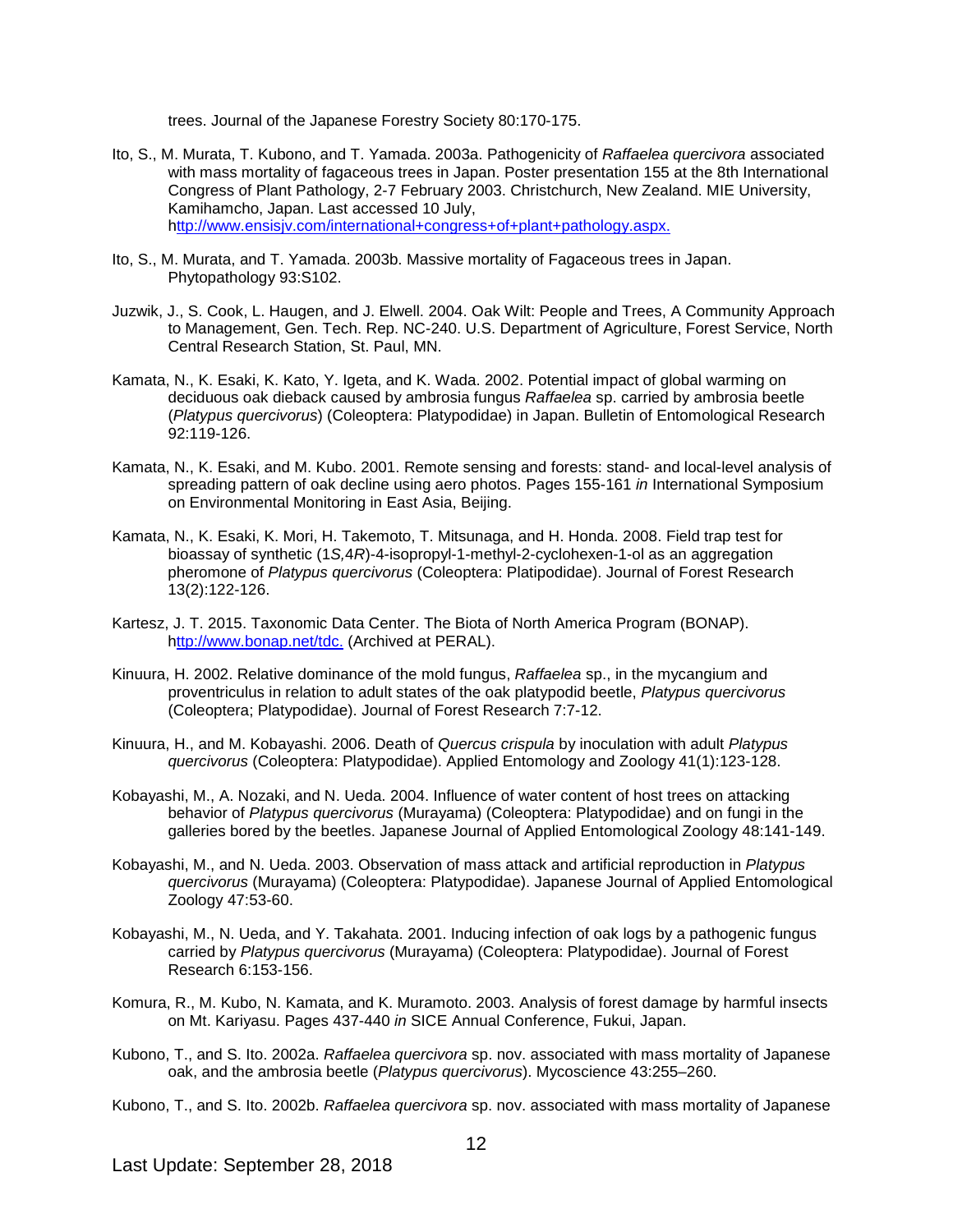trees. Journal of the Japanese Forestry Society 80:170-175.

Ito, S., M. Murata, T. Kubono, and T. Yamada. 2003a. Pathogenicity of *Raffaelea quercivora* associated with mass mortality of fagaceous trees in Japan. Poster presentation 155 at the 8th International Congress of Plant Pathology, 2-7 February 2003. Christchurch, New Zealand. MIE University, Kamihamcho, Japan. Last accessed 10 July, http://www.ensisjv.com/international+congress+of+plant+pathology.aspx.

Ito, S., M. Murata, and T. Yamada. 2003b. Massive mortality of Fagaceous trees in Japan. Phytopathology 93:S102.

Juzwik, J., S. Cook, L. Haugen, and J. Elwell. 2004. Oak Wilt: People and Trees, A Community Approach to Management, Gen. Tech. Rep. NC-240. U.S. Department of Agriculture, Forest Service, North Central Research Station, St. Paul, MN.

Kamata, N., K. Esaki, K. Kato, Y. Igeta, and K. Wada. 2002. Potential impact of global warming on deciduous oak dieback caused by ambrosia fungus *Raffaelea* sp. carried by ambrosia beetle (*Platypus quercivorus*) (Coleoptera: Platypodidae) in Japan. Bulletin of Entomological Research 92:119-126.

Kamata, N., K. Esaki, and M. Kubo. 2001. Remote sensing and forests: stand- and local-level analysis of spreading pattern of oak decline using aero photos. Pages 155-161 *in* International Symposium on Environmental Monitoring in East Asia, Beijing.

Kamata, N., K. Esaki, K. Mori, H. Takemoto, T. Mitsunaga, and H. Honda. 2008. Field trap test for bioassay of synthetic (1*S*,4*R*)-4-isopropyl-1-methyl-2-cyclohexen-1-ol as an aggregation pheromone of *Platypus quercivorus* (Coleoptera: Platipodidae). Journal of Forest Research 13(2):122-126.

Kartesz, J. T. 2015. Taxonomic Data Center. The Biota of North America Program (BONAP). http://www.bonap.net/tdc. (Archived at PERAL).

Kinuura, H. 2002. Relative dominance of the mold fungus, *Raffaelea* sp., in the mycangium and proventriculus in relation to adult states of the oak platypodid beetle, *Platypus quercivorus* (Coleoptera; Platypodidae). Journal of Forest Research 7:7-12.

Kinuura, H., and M. Kobayashi. 2006. Death of *Quercus crispula* by inoculation with adult *Platypus quercivorus* (Coleoptera: Platypodidae). Applied Entomology and Zoology 41(1):123-128.

Kobayashi, M., A. Nozaki, and N. Ueda. 2004. Influence of water content of host trees on attacking behavior of *Platypus quercivorus* (Murayama) (Coleoptera: Platypodidae) and on fungi in the galleries bored by the beetles. Japanese Journal of Applied Entomological Zoology 48:141-149.

Kobayashi, M., and N. Ueda. 2003. Observation of mass attack and artificial reproduction in *Platypus quercivorus* (Murayama) (Coleoptera: Platypodidae). Japanese Journal of Applied Entomological Zoology 47:53-60.

Kobayashi, M., N. Ueda, and Y. Takahata. 2001. Inducing infection of oak logs by a pathogenic fungus carried by *Platypus quercivorus* (Murayama) (Coleoptera: Platypodidae). Journal of Forest Research 6:153-156.

Komura, R., M. Kubo, N. Kamata, and K. Muramoto. 2003. Analysis of forest damage by harmful insects on Mt. Kariyasu. Pages 437-440 *in* SICE Annual Conference, Fukui, Japan.

Kubono, T., and S. Ito. 2002a. *Raffaelea quercivora* sp. nov. associated with mass mortality of Japanese oak, and the ambrosia beetle (*Platypus quercivorus*). Mycoscience 43:255–260.

Kubono, T., and S. Ito. 2002b. *Raffaelea quercivora* sp. nov. associated with mass mortality of Japanese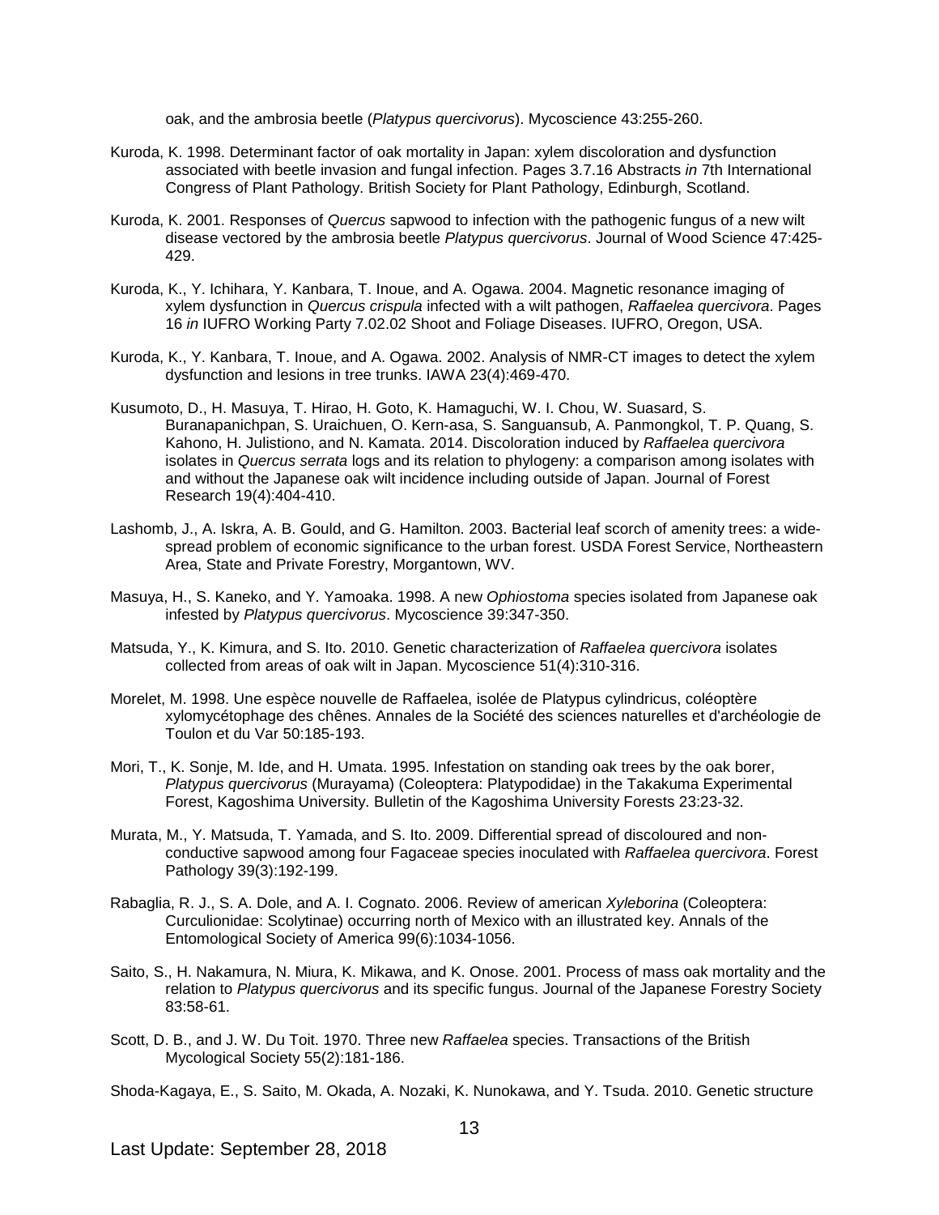oak, and the ambrosia beetle (*Platypus quercivorus*). Mycoscience 43:255-260.

Kuroda, K. 1998. Determinant factor of oak mortality in Japan: xylem discoloration and dysfunction associated with beetle invasion and fungal infection. Pages 3.7.16 Abstracts *in* 7th International Congress of Plant Pathology. British Society for Plant Pathology, Edinburgh, Scotland.

Kuroda, K. 2001. Responses of *Quercus* sapwood to infection with the pathogenic fungus of a new wilt disease vectored by the ambrosia beetle *Platypus quercivorus*. Journal of Wood Science 47:425-429.

Kuroda, K., Y. Ichihara, Y. Kanbara, T. Inoue, and A. Ogawa. 2004. Magnetic resonance imaging of xylem dysfunction in *Quercus crispula* infected with a wilt pathogen, *Raffaelea quercivora*. Pages 16 *in* IUFRO Working Party 7.02.02 Shoot and Foliage Diseases. IUFRO, Oregon, USA.

Kuroda, K., Y. Kanbara, T. Inoue, and A. Ogawa. 2002. Analysis of NMR-CT images to detect the xylem dysfunction and lesions in tree trunks. IAWA 23(4):469-470.

Kusumoto, D., H. Masuya, T. Hirao, H. Goto, K. Hamaguchi, W. I. Chou, W. Suasard, S. Buranapanichpan, S. Uraichuen, O. Kern-asa, S. Sanguansub, A. Panmongkol, T. P. Quang, S. Kahono, H. Julistiono, and N. Kamata. 2014. Discoloration induced by *Raffaelea quercivora* isolates in *Quercus serrata* logs and its relation to phylogeny: a comparison among isolates with and without the Japanese oak wilt incidence including outside of Japan. Journal of Forest Research 19(4):404-410.

Lashomb, J., A. Iskra, A. B. Gould, and G. Hamilton. 2003. Bacterial leaf scorch of amenity trees: a wide-spread problem of economic significance to the urban forest. USDA Forest Service, Northeastern Area, State and Private Forestry, Morgantown, WV.

Masuya, H., S. Kaneko, and Y. Yamoaka. 1998. A new *Ophiostoma* species isolated from Japanese oak infested by *Platypus quercivorus*. Mycoscience 39:347-350.

Matsuda, Y., K. Kimura, and S. Ito. 2010. Genetic characterization of *Raffaelea quercivora* isolates collected from areas of oak wilt in Japan. Mycoscience 51(4):310-316.

Morelet, M. 1998. Une espèce nouvelle de Raffaelea, isolée de Platypus cylindricus, coléoptère xylomycétophage des chênes. Annales de la Société des sciences naturelles et d'archéologie de Toulon et du Var 50:185-193.

Mori, T., K. Sonje, M. Ide, and H. Umata. 1995. Infestation on standing oak trees by the oak borer, *Platypus quercivorus* (Murayama) (Coleoptera: Platypodidae) in the Takakuma Experimental Forest, Kagoshima University. Bulletin of the Kagoshima University Forests 23:23-32.

Murata, M., Y. Matsuda, T. Yamada, and S. Ito. 2009. Differential spread of discoloured and non-conductive sapwood among four Fagaceae species inoculated with *Raffaelea quercivora*. Forest Pathology 39(3):192-199.

Rabaglia, R. J., S. A. Dole, and A. I. Cognato. 2006. Review of american *Xyleborina* (Coleoptera: Curculionidae: Scolytinae) occurring north of Mexico with an illustrated key. Annals of the Entomological Society of America 99(6):1034-1056.

Saito, S., H. Nakamura, N. Miura, K. Mikawa, and K. Onose. 2001. Process of mass oak mortality and the relation to *Platypus quercivorus* and its specific fungus. Journal of the Japanese Forestry Society 83:58-61.

Scott, D. B., and J. W. Du Toit. 1970. Three new *Raffaelea* species. Transactions of the British Mycological Society 55(2):181-186.

Shoda-Kagaya, E., S. Saito, M. Okada, A. Nozaki, K. Nunokawa, and Y. Tsuda. 2010. Genetic structure

Last Update: September 28, 2018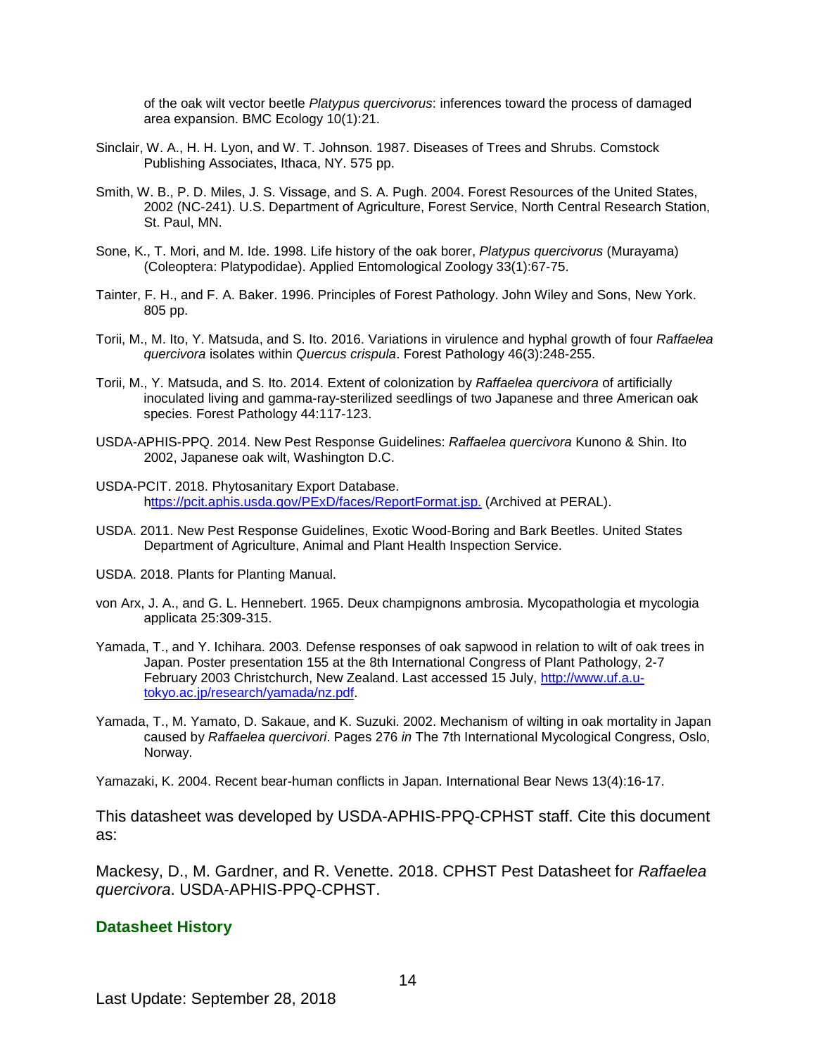of the oak wilt vector beetle *Platypus quercivorus*: inferences toward the process of damaged area expansion. BMC Ecology 10(1):21.

Sinclair, W. A., H. H. Lyon, and W. T. Johnson. 1987. Diseases of Trees and Shrubs. Comstock Publishing Associates, Ithaca, NY. 575 pp.

Smith, W. B., P. D. Miles, J. S. Vissage, and S. A. Pugh. 2004. Forest Resources of the United States, 2002 (NC-241). U.S. Department of Agriculture, Forest Service, North Central Research Station, St. Paul, MN.

Sone, K., T. Mori, and M. Ide. 1998. Life history of the oak borer, *Platypus quercivorus* (Murayama) (Coleoptera: Platypodidae). Applied Entomological Zoology 33(1):67-75.

Tainter, F. H., and F. A. Baker. 1996. Principles of Forest Pathology. John Wiley and Sons, New York. 805 pp.

Torii, M., M. Ito, Y. Matsuda, and S. Ito. 2016. Variations in virulence and hyphal growth of four *Raffaelea quercivora* isolates within *Quercus crispula*. Forest Pathology 46(3):248-255.

Torii, M., Y. Matsuda, and S. Ito. 2014. Extent of colonization by *Raffaelea quercivora* of artificially inoculated living and gamma-ray-sterilized seedlings of two Japanese and three American oak species. Forest Pathology 44:117-123.

USDA-APHIS-PPQ. 2014. New Pest Response Guidelines: *Raffaelea quercivora* Kunono & Shin. Ito 2002, Japanese oak wilt, Washington D.C.

USDA-PCIT. 2018. Phytosanitary Export Database. https://pcit.aphis.usda.gov/PExD/faces/ReportFormat.jsp. (Archived at PERAL).

USDA. 2011. New Pest Response Guidelines, Exotic Wood-Boring and Bark Beetles. United States Department of Agriculture, Animal and Plant Health Inspection Service.

USDA. 2018. Plants for Planting Manual.

von Arx, J. A., and G. L. Hennebert. 1965. Deux champignons ambrosia. Mycopathologia et mycologia applicata 25:309-315.

Yamada, T., and Y. Ichihara. 2003. Defense responses of oak sapwood in relation to wilt of oak trees in Japan. Poster presentation 155 at the 8th International Congress of Plant Pathology, 2-7 February 2003 Christchurch, New Zealand. Last accessed 15 July, http://www.uf.a.u-tokyo.ac.jp/research/yamada/nz.pdf.

Yamada, T., M. Yamato, D. Sakaue, and K. Suzuki. 2002. Mechanism of wilting in oak mortality in Japan caused by *Raffaelea quercivori*. Pages 276 *in* The 7th International Mycological Congress, Oslo, Norway.

Yamazaki, K. 2004. Recent bear-human conflicts in Japan. International Bear News 13(4):16-17.

This datasheet was developed by USDA-APHIS-PPQ-CPHST staff. Cite this document as:

Mackesy, D., M. Gardner, and R. Venette. 2018. CPHST Pest Datasheet for *Raffaelea quercivora*. USDA-APHIS-PPQ-CPHST.

## Datasheet History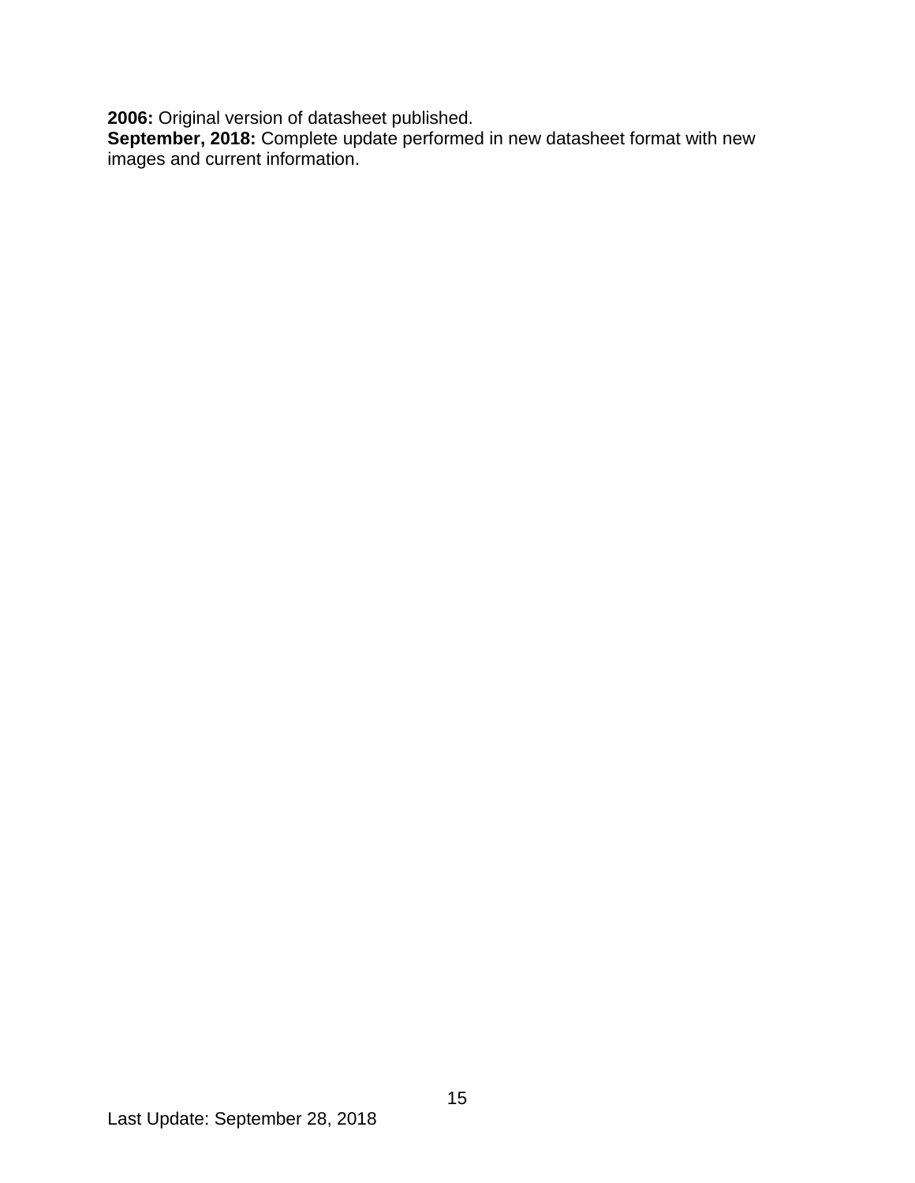**2006:** Original version of datasheet published.
**September, 2018:** Complete update performed in new datasheet format with new images and current information.